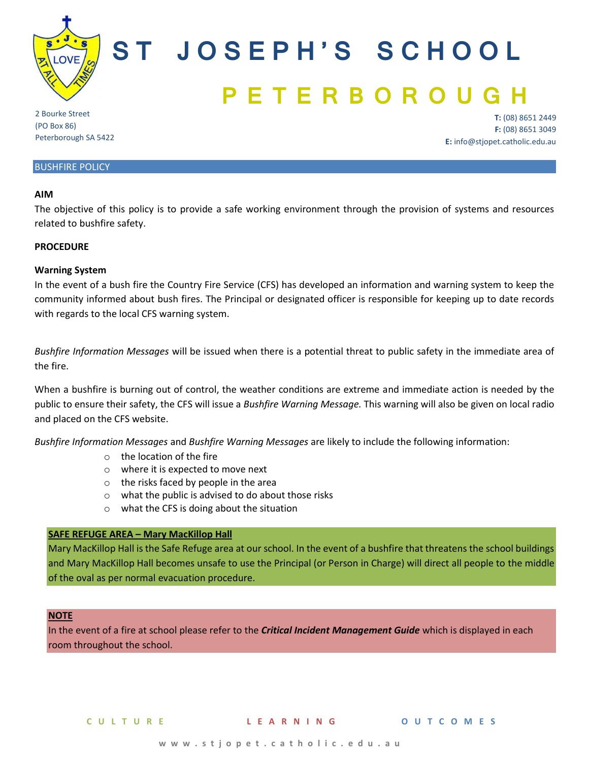# ST JOSEPH'S SCHOOL

## PETERBOROUGH

2 Bourke Street
(PO Box 86)
Peterborough SA 5422

**T:** (08) 8651 2449
**F:** (08) 8651 3049
**E:** info@stjopet.catholic.edu.au

## BUSHFIRE POLICY

**AIM**

The objective of this policy is to provide a safe working environment through the provision of systems and resources related to bushfire safety.

**PROCEDURE**

**Warning System**

In the event of a bush fire the Country Fire Service (CFS) has developed an information and warning system to keep the community informed about bush fires. The Principal or designated officer is responsible for keeping up to date records with regards to the local CFS warning system.

*Bushfire Information Messages* will be issued when there is a potential threat to public safety in the immediate area of the fire.

When a bushfire is burning out of control, the weather conditions are extreme and immediate action is needed by the public to ensure their safety, the CFS will issue a *Bushfire Warning Message.* This warning will also be given on local radio and placed on the CFS website.

*Bushfire Information Messages* and *Bushfire Warning Messages* are likely to include the following information:

- the location of the fire
- where it is expected to move next
- the risks faced by people in the area
- what the public is advised to do about those risks
- what the CFS is doing about the situation

**SAFE REFUGE AREA – Mary MacKillop Hall**

Mary MacKillop Hall is the Safe Refuge area at our school. In the event of a bushfire that threatens the school buildings and Mary MacKillop Hall becomes unsafe to use the Principal (or Person in Charge) will direct all people to the middle of the oval as per normal evacuation procedure.

**NOTE**

In the event of a fire at school please refer to the ***Critical Incident Management Guide*** which is displayed in each room throughout the school.

CULTURE LEARNING OUTCOMES

www.stjopet.catholic.edu.au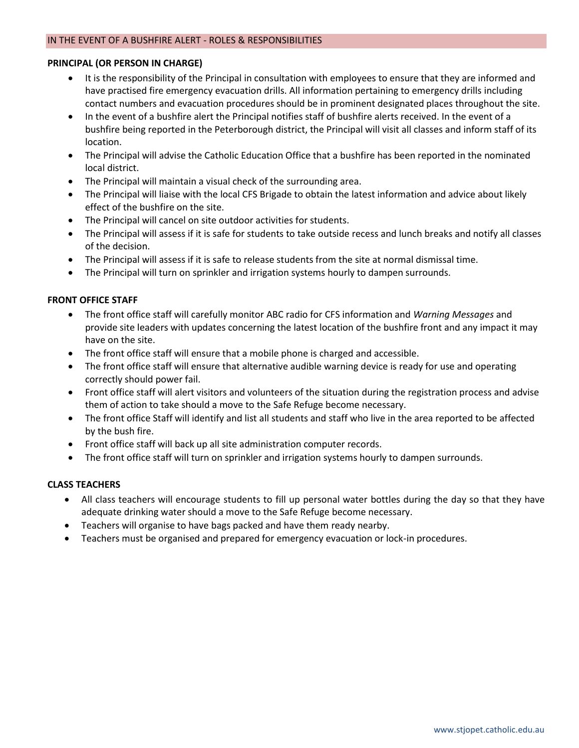## IN THE EVENT OF A BUSHFIRE ALERT - ROLES & RESPONSIBILITIES

**PRINCIPAL (OR PERSON IN CHARGE)**

- It is the responsibility of the Principal in consultation with employees to ensure that they are informed and have practised fire emergency evacuation drills. All information pertaining to emergency drills including contact numbers and evacuation procedures should be in prominent designated places throughout the site.
- In the event of a bushfire alert the Principal notifies staff of bushfire alerts received. In the event of a bushfire being reported in the Peterborough district, the Principal will visit all classes and inform staff of its location.
- The Principal will advise the Catholic Education Office that a bushfire has been reported in the nominated local district.
- The Principal will maintain a visual check of the surrounding area.
- The Principal will liaise with the local CFS Brigade to obtain the latest information and advice about likely effect of the bushfire on the site.
- The Principal will cancel on site outdoor activities for students.
- The Principal will assess if it is safe for students to take outside recess and lunch breaks and notify all classes of the decision.
- The Principal will assess if it is safe to release students from the site at normal dismissal time.
- The Principal will turn on sprinkler and irrigation systems hourly to dampen surrounds.

**FRONT OFFICE STAFF**

- The front office staff will carefully monitor ABC radio for CFS information and *Warning Messages* and provide site leaders with updates concerning the latest location of the bushfire front and any impact it may have on the site.
- The front office staff will ensure that a mobile phone is charged and accessible.
- The front office staff will ensure that alternative audible warning device is ready for use and operating correctly should power fail.
- Front office staff will alert visitors and volunteers of the situation during the registration process and advise them of action to take should a move to the Safe Refuge become necessary.
- The front office Staff will identify and list all students and staff who live in the area reported to be affected by the bush fire.
- Front office staff will back up all site administration computer records.
- The front office staff will turn on sprinkler and irrigation systems hourly to dampen surrounds.

**CLASS TEACHERS**

- All class teachers will encourage students to fill up personal water bottles during the day so that they have adequate drinking water should a move to the Safe Refuge become necessary.
- Teachers will organise to have bags packed and have them ready nearby.
- Teachers must be organised and prepared for emergency evacuation or lock-in procedures.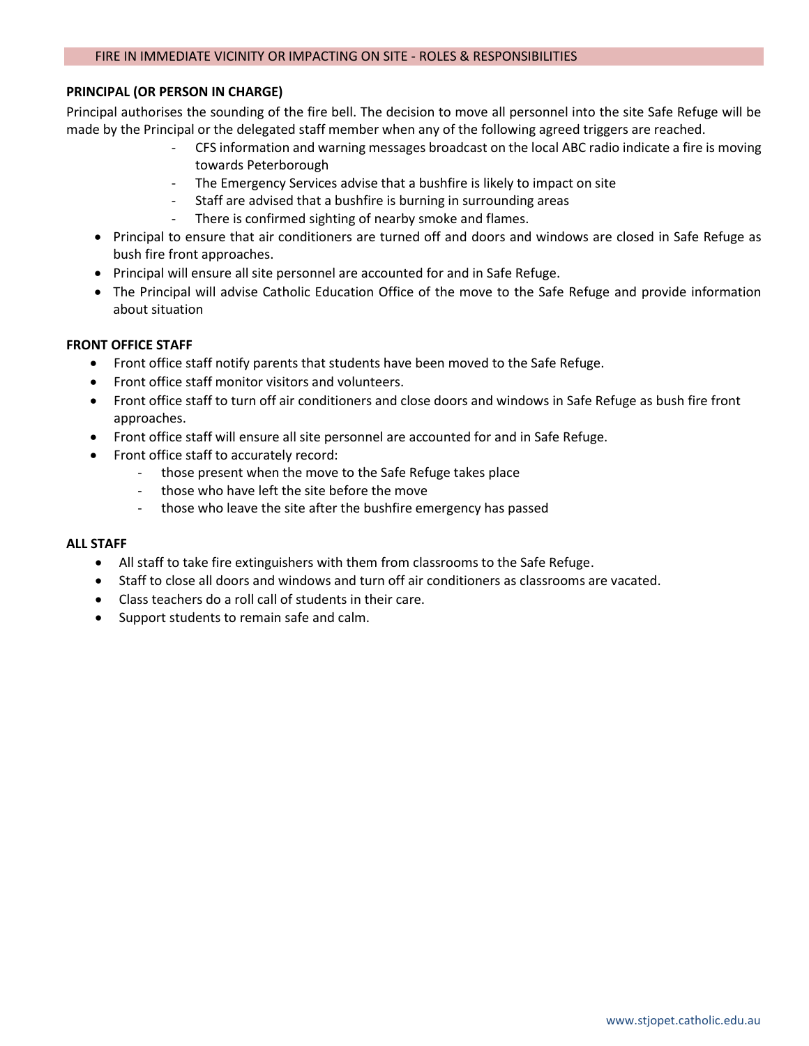## FIRE IN IMMEDIATE VICINITY OR IMPACTING ON SITE - ROLES & RESPONSIBILITIES

**PRINCIPAL (OR PERSON IN CHARGE)**

Principal authorises the sounding of the fire bell. The decision to move all personnel into the site Safe Refuge will be made by the Principal or the delegated staff member when any of the following agreed triggers are reached.

- CFS information and warning messages broadcast on the local ABC radio indicate a fire is moving towards Peterborough
- The Emergency Services advise that a bushfire is likely to impact on site
- Staff are advised that a bushfire is burning in surrounding areas
- There is confirmed sighting of nearby smoke and flames.

- Principal to ensure that air conditioners are turned off and doors and windows are closed in Safe Refuge as bush fire front approaches.
- Principal will ensure all site personnel are accounted for and in Safe Refuge.
- The Principal will advise Catholic Education Office of the move to the Safe Refuge and provide information about situation

**FRONT OFFICE STAFF**

- Front office staff notify parents that students have been moved to the Safe Refuge.
- Front office staff monitor visitors and volunteers.
- Front office staff to turn off air conditioners and close doors and windows in Safe Refuge as bush fire front approaches.
- Front office staff will ensure all site personnel are accounted for and in Safe Refuge.
- Front office staff to accurately record:
    - those present when the move to the Safe Refuge takes place
    - those who have left the site before the move
    - those who leave the site after the bushfire emergency has passed

**ALL STAFF**

- All staff to take fire extinguishers with them from classrooms to the Safe Refuge.
- Staff to close all doors and windows and turn off air conditioners as classrooms are vacated.
- Class teachers do a roll call of students in their care.
- Support students to remain safe and calm.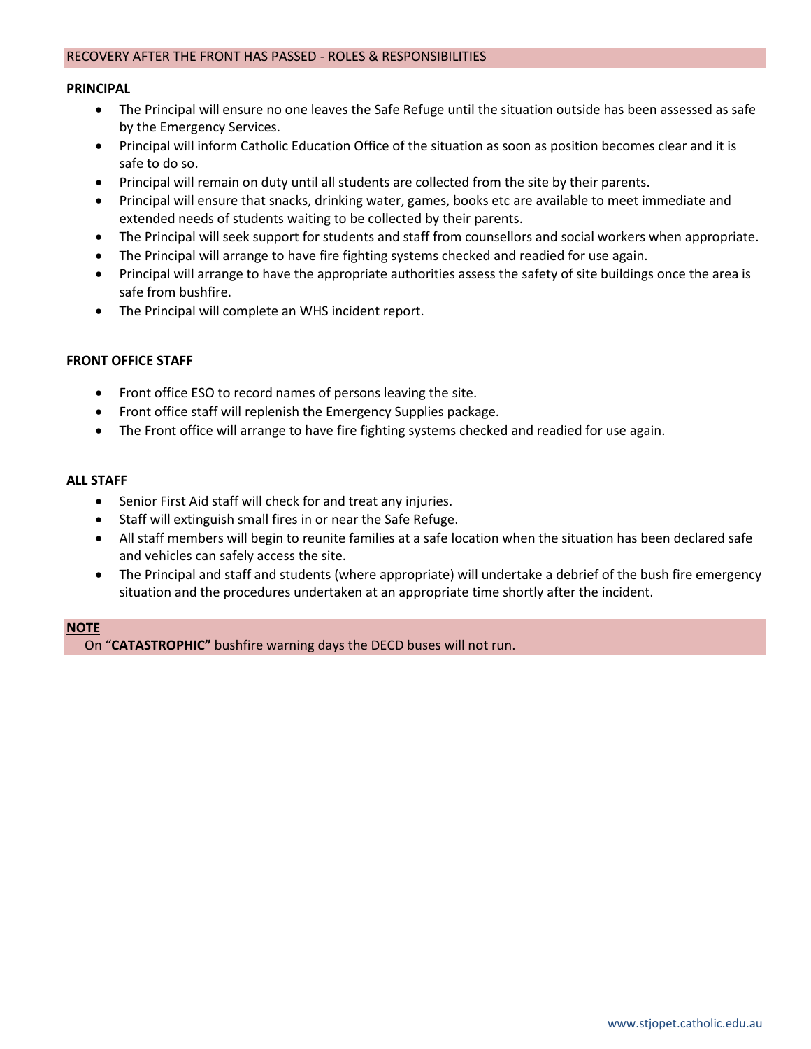## RECOVERY AFTER THE FRONT HAS PASSED - ROLES & RESPONSIBILITIES

**PRINCIPAL**

- The Principal will ensure no one leaves the Safe Refuge until the situation outside has been assessed as safe by the Emergency Services.
- Principal will inform Catholic Education Office of the situation as soon as position becomes clear and it is safe to do so.
- Principal will remain on duty until all students are collected from the site by their parents.
- Principal will ensure that snacks, drinking water, games, books etc are available to meet immediate and extended needs of students waiting to be collected by their parents.
- The Principal will seek support for students and staff from counsellors and social workers when appropriate.
- The Principal will arrange to have fire fighting systems checked and readied for use again.
- Principal will arrange to have the appropriate authorities assess the safety of site buildings once the area is safe from bushfire.
- The Principal will complete an WHS incident report.

**FRONT OFFICE STAFF**

- Front office ESO to record names of persons leaving the site.
- Front office staff will replenish the Emergency Supplies package.
- The Front office will arrange to have fire fighting systems checked and readied for use again.

**ALL STAFF**

- Senior First Aid staff will check for and treat any injuries.
- Staff will extinguish small fires in or near the Safe Refuge.
- All staff members will begin to reunite families at a safe location when the situation has been declared safe and vehicles can safely access the site.
- The Principal and staff and students (where appropriate) will undertake a debrief of the bush fire emergency situation and the procedures undertaken at an appropriate time shortly after the incident.

**NOTE**

On "**CATASTROPHIC"** bushfire warning days the DECD buses will not run.